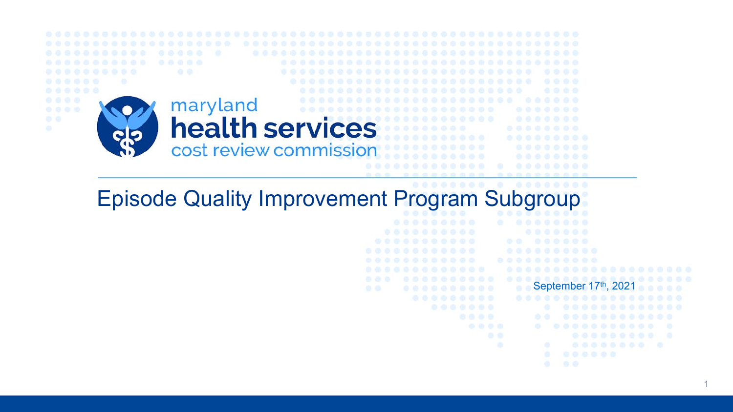maryland
health services
cost review commission

# Episode Quality Improvement Program Subgroup

September 17th, 2021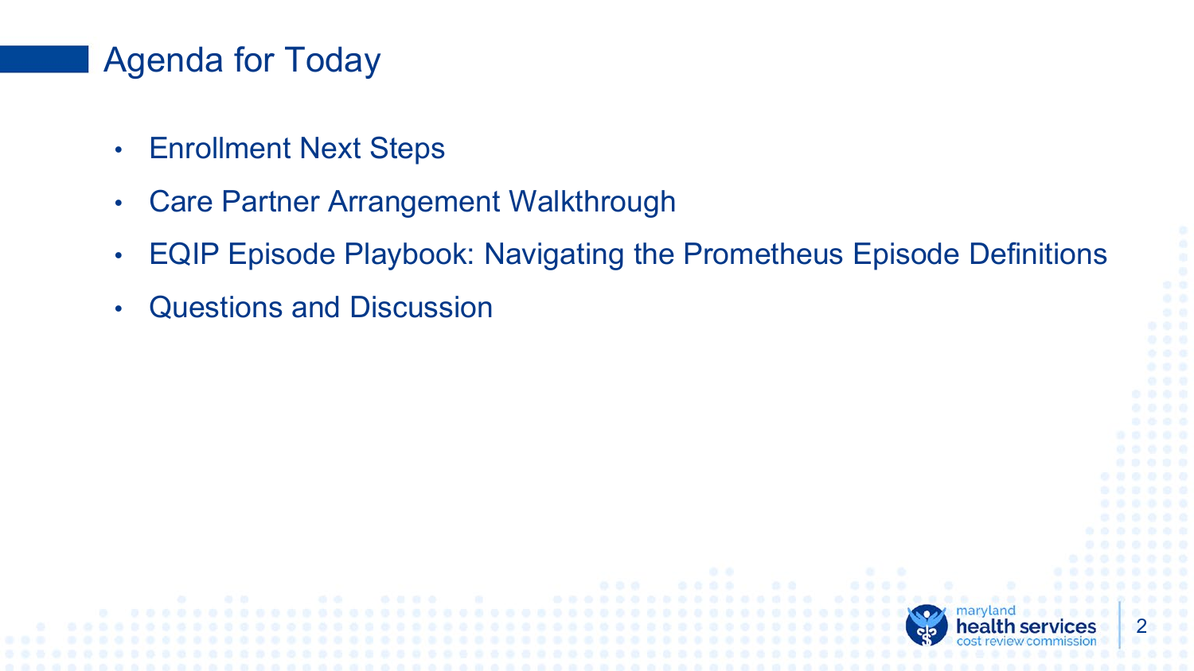# Agenda for Today

- Enrollment Next Steps
- Care Partner Arrangement Walkthrough
- EQIP Episode Playbook: Navigating the Prometheus Episode Definitions
- Questions and Discussion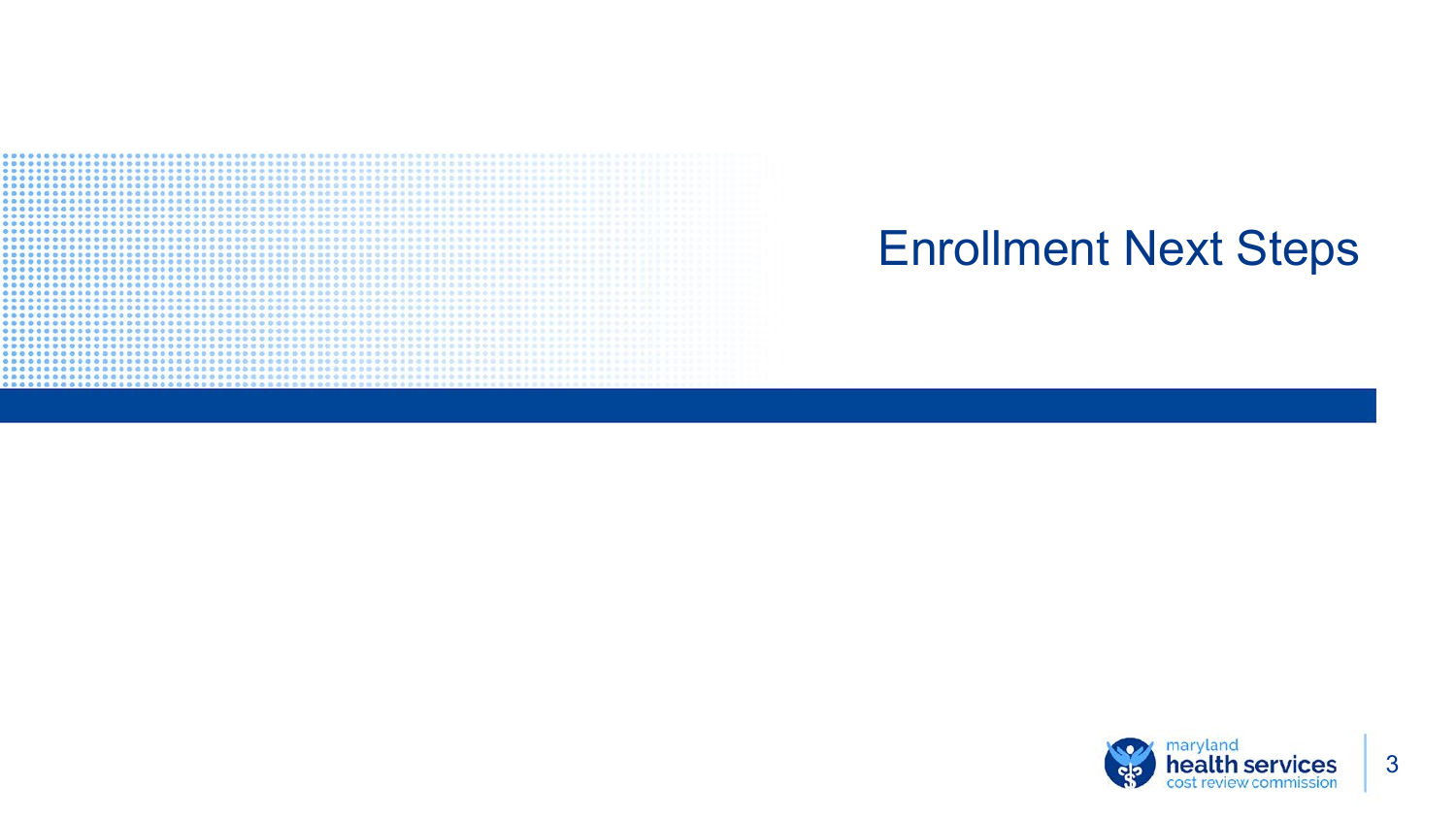# Enrollment Next Steps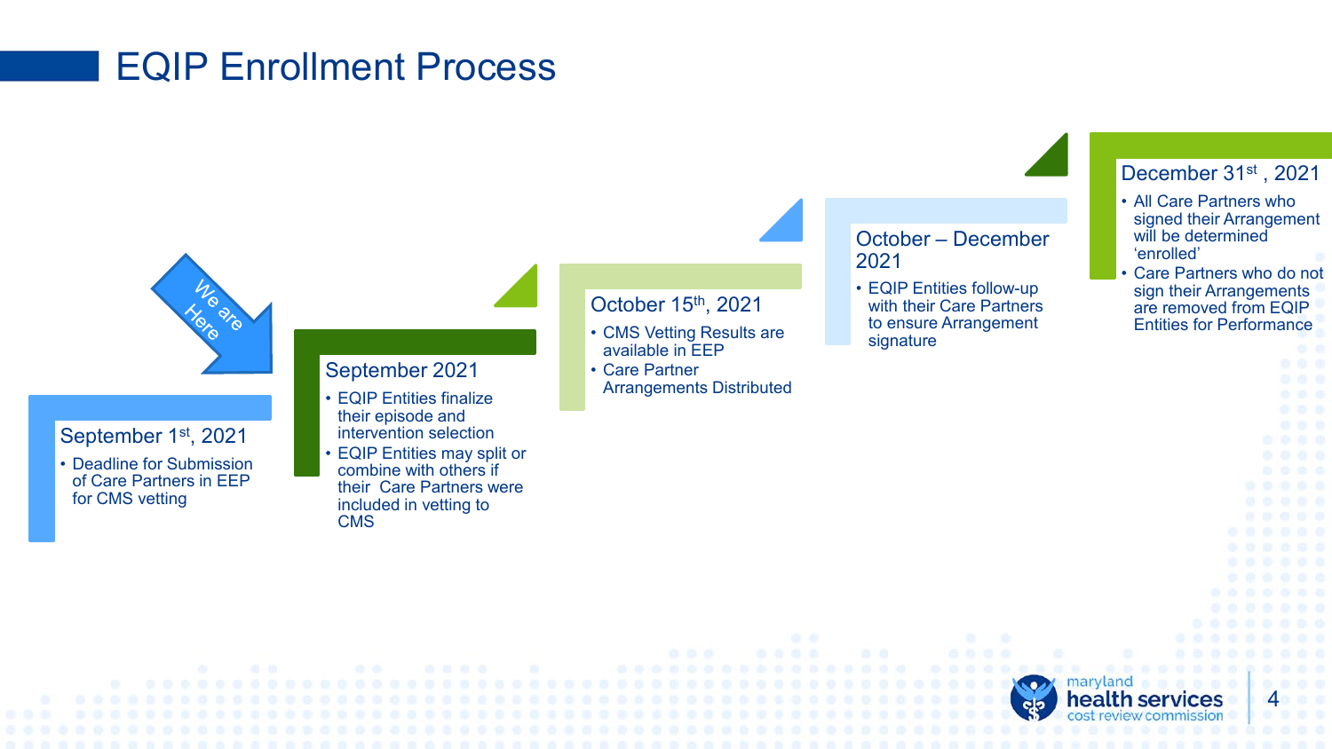# EQIP Enrollment Process

We are Here

## September 1st, 2021

- Deadline for Submission of Care Partners in EEP for CMS vetting

## September 2021

- EQIP Entities finalize their episode and intervention selection
- EQIP Entities may split or combine with others if their Care Partners were included in vetting to CMS

## October 15th, 2021

- CMS Vetting Results are available in EEP
- Care Partner Arrangements Distributed

## October – December 2021

- EQIP Entities follow-up with their Care Partners to ensure Arrangement signature

## December 31st , 2021

- All Care Partners who signed their Arrangement will be determined 'enrolled'
- Care Partners who do not sign their Arrangements are removed from EQIP Entities for Performance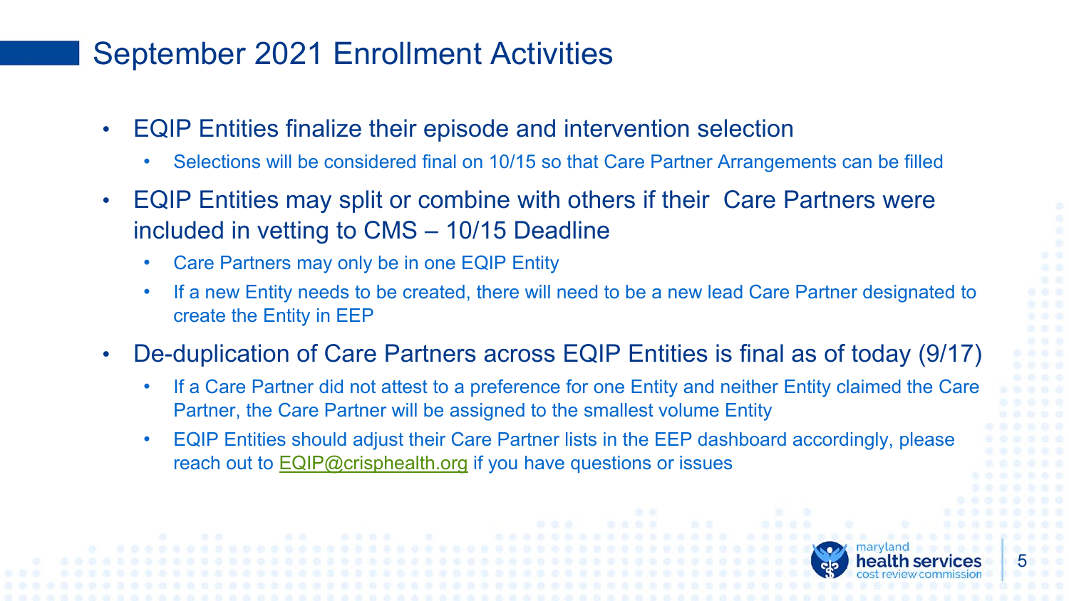# September 2021 Enrollment Activities

- EQIP Entities finalize their episode and intervention selection
  - Selections will be considered final on 10/15 so that Care Partner Arrangements can be filled
- EQIP Entities may split or combine with others if their Care Partners were included in vetting to CMS – 10/15 Deadline
  - Care Partners may only be in one EQIP Entity
  - If a new Entity needs to be created, there will need to be a new lead Care Partner designated to create the Entity in EEP
- De-duplication of Care Partners across EQIP Entities is final as of today (9/17)
  - If a Care Partner did not attest to a preference for one Entity and neither Entity claimed the Care Partner, the Care Partner will be assigned to the smallest volume Entity
  - EQIP Entities should adjust their Care Partner lists in the EEP dashboard accordingly, please reach out to EQIP@crisphealth.org if you have questions or issues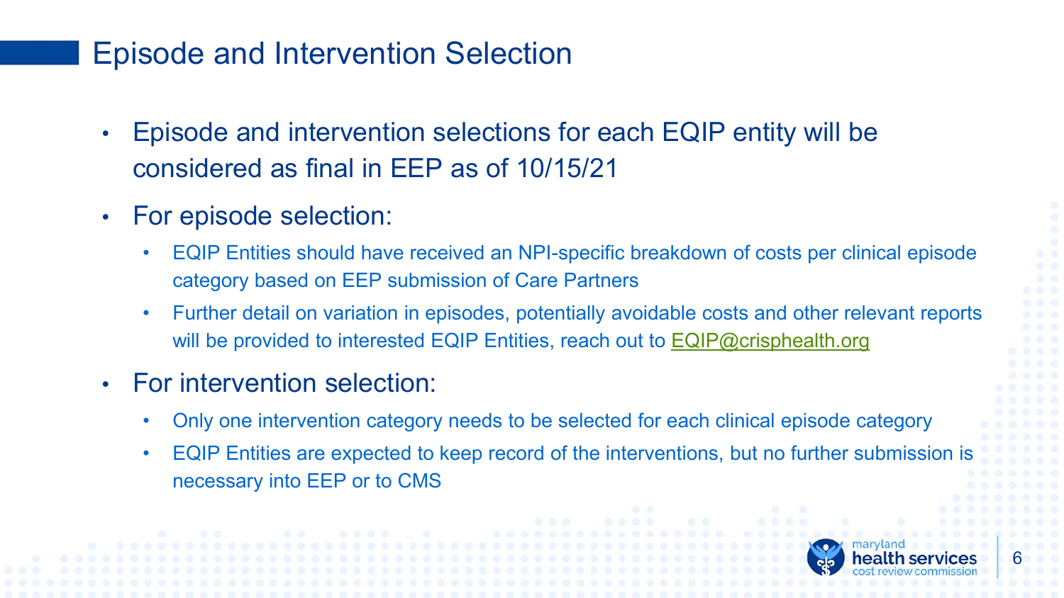# Episode and Intervention Selection

- Episode and intervention selections for each EQIP entity will be considered as final in EEP as of 10/15/21
- For episode selection:
  - EQIP Entities should have received an NPI-specific breakdown of costs per clinical episode category based on EEP submission of Care Partners
  - Further detail on variation in episodes, potentially avoidable costs and other relevant reports will be provided to interested EQIP Entities, reach out to EQIP@crisphealth.org
- For intervention selection:
  - Only one intervention category needs to be selected for each clinical episode category
  - EQIP Entities are expected to keep record of the interventions, but no further submission is necessary into EEP or to CMS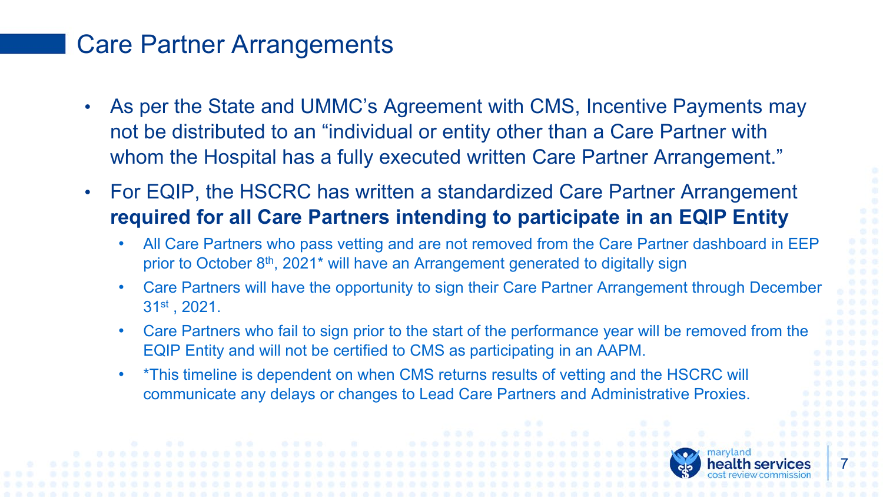# Care Partner Arrangements

- As per the State and UMMC's Agreement with CMS, Incentive Payments may not be distributed to an "individual or entity other than a Care Partner with whom the Hospital has a fully executed written Care Partner Arrangement."
- For EQIP, the HSCRC has written a standardized Care Partner Arrangement **required for all Care Partners intending to participate in an EQIP Entity**
  - All Care Partners who pass vetting and are not removed from the Care Partner dashboard in EEP prior to October 8th, 2021* will have an Arrangement generated to digitally sign
  - Care Partners will have the opportunity to sign their Care Partner Arrangement through December 31st , 2021.
  - Care Partners who fail to sign prior to the start of the performance year will be removed from the EQIP Entity and will not be certified to CMS as participating in an AAPM.
  - *This timeline is dependent on when CMS returns results of vetting and the HSCRC will communicate any delays or changes to Lead Care Partners and Administrative Proxies.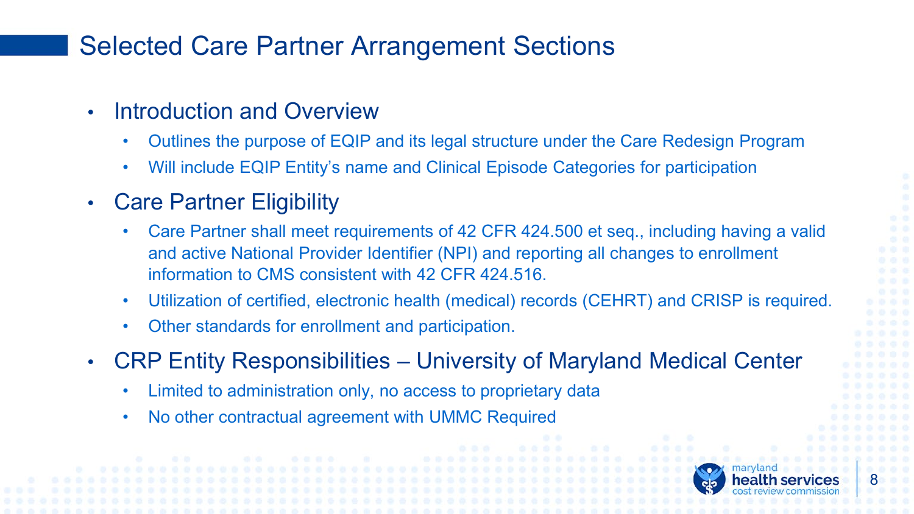# Selected Care Partner Arrangement Sections

- Introduction and Overview
  - Outlines the purpose of EQIP and its legal structure under the Care Redesign Program
  - Will include EQIP Entity's name and Clinical Episode Categories for participation
- Care Partner Eligibility
  - Care Partner shall meet requirements of 42 CFR 424.500 et seq., including having a valid and active National Provider Identifier (NPI) and reporting all changes to enrollment information to CMS consistent with 42 CFR 424.516.
  - Utilization of certified, electronic health (medical) records (CEHRT) and CRISP is required.
  - Other standards for enrollment and participation.
- CRP Entity Responsibilities – University of Maryland Medical Center
  - Limited to administration only, no access to proprietary data
  - No other contractual agreement with UMMC Required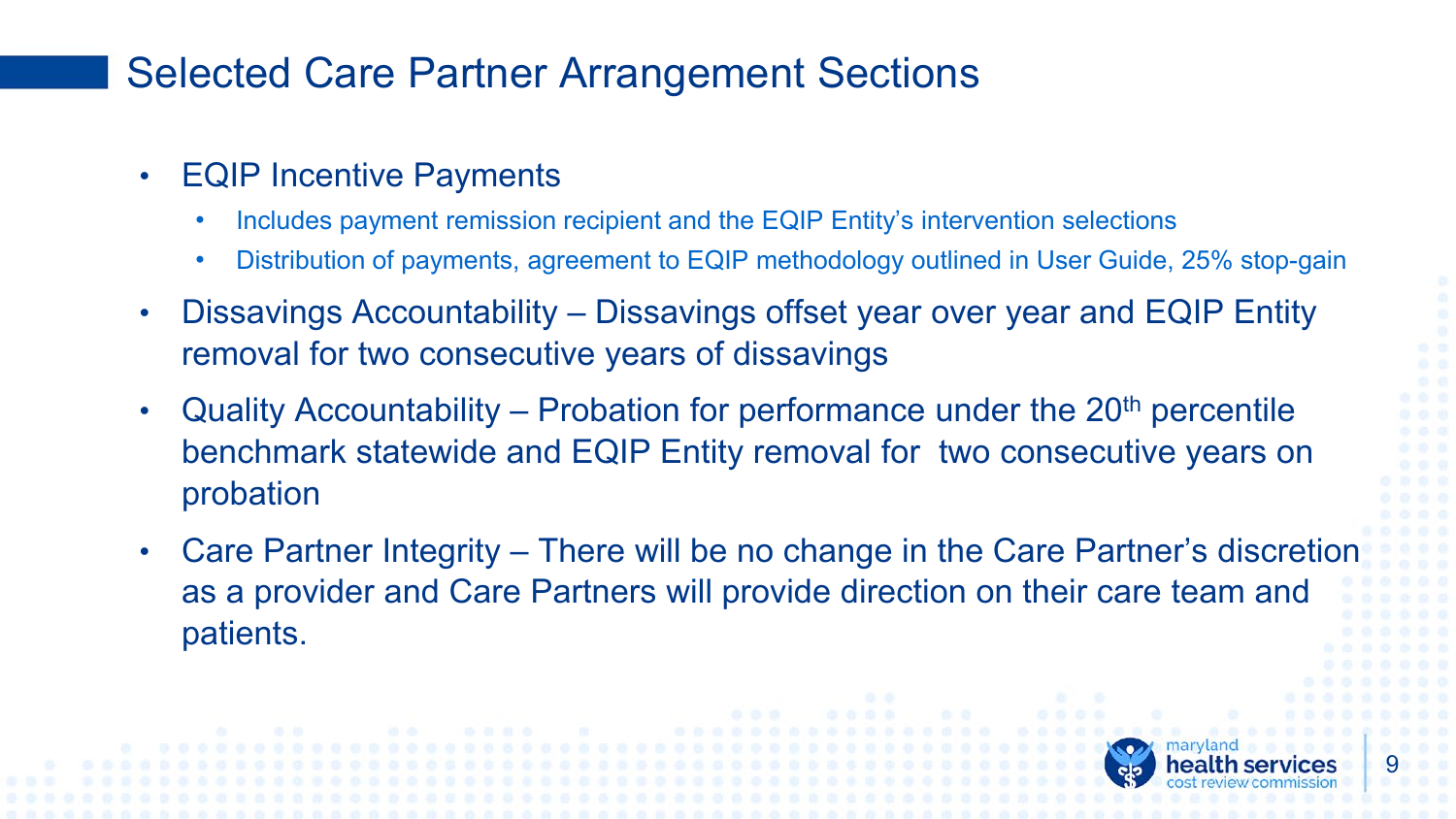# Selected Care Partner Arrangement Sections

- EQIP Incentive Payments
  - Includes payment remission recipient and the EQIP Entity's intervention selections
  - Distribution of payments, agreement to EQIP methodology outlined in User Guide, 25% stop-gain
- Dissavings Accountability – Dissavings offset year over year and EQIP Entity removal for two consecutive years of dissavings
- Quality Accountability – Probation for performance under the 20th percentile benchmark statewide and EQIP Entity removal for two consecutive years on probation
- Care Partner Integrity – There will be no change in the Care Partner's discretion as a provider and Care Partners will provide direction on their care team and patients.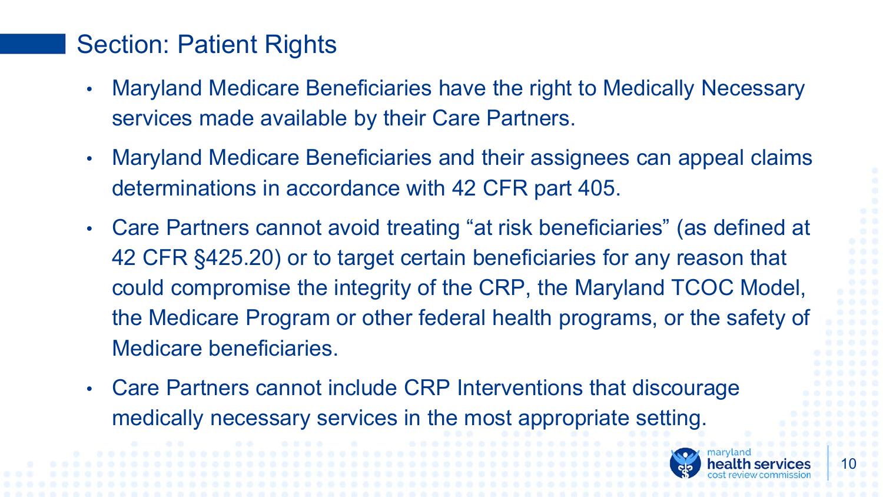## Section: Patient Rights

- Maryland Medicare Beneficiaries have the right to Medically Necessary services made available by their Care Partners.
- Maryland Medicare Beneficiaries and their assignees can appeal claims determinations in accordance with 42 CFR part 405.
- Care Partners cannot avoid treating "at risk beneficiaries" (as defined at 42 CFR §425.20) or to target certain beneficiaries for any reason that could compromise the integrity of the CRP, the Maryland TCOC Model, the Medicare Program or other federal health programs, or the safety of Medicare beneficiaries.
- Care Partners cannot include CRP Interventions that discourage medically necessary services in the most appropriate setting.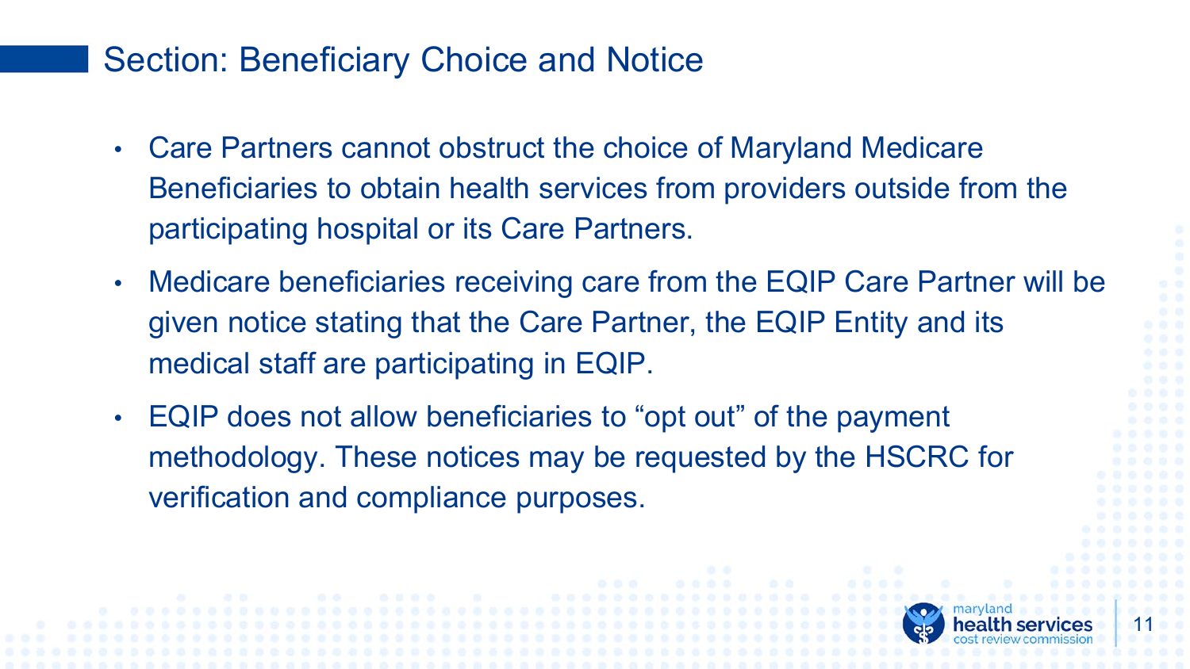## Section: Beneficiary Choice and Notice

- Care Partners cannot obstruct the choice of Maryland Medicare Beneficiaries to obtain health services from providers outside from the participating hospital or its Care Partners.
- Medicare beneficiaries receiving care from the EQIP Care Partner will be given notice stating that the Care Partner, the EQIP Entity and its medical staff are participating in EQIP.
- EQIP does not allow beneficiaries to “opt out” of the payment methodology. These notices may be requested by the HSCRC for verification and compliance purposes.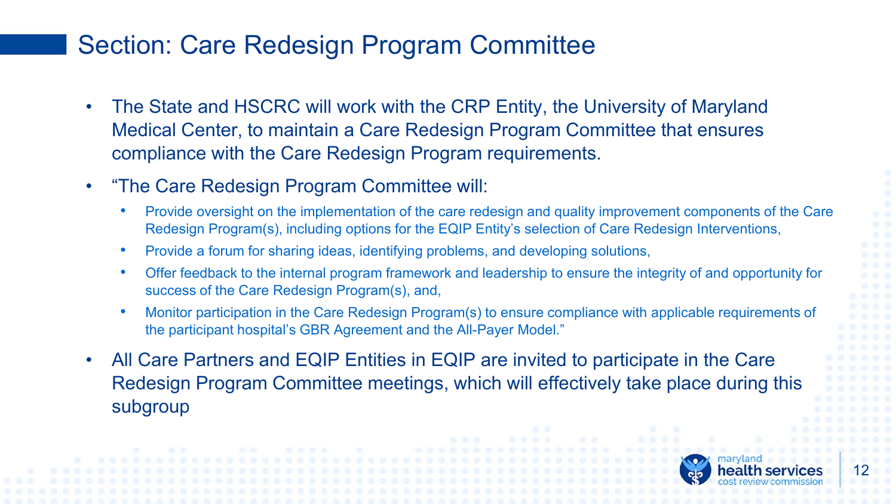# Section: Care Redesign Program Committee

- The State and HSCRC will work with the CRP Entity, the University of Maryland Medical Center, to maintain a Care Redesign Program Committee that ensures compliance with the Care Redesign Program requirements.
- "The Care Redesign Program Committee will:
  - Provide oversight on the implementation of the care redesign and quality improvement components of the Care Redesign Program(s), including options for the EQIP Entity's selection of Care Redesign Interventions,
  - Provide a forum for sharing ideas, identifying problems, and developing solutions,
  - Offer feedback to the internal program framework and leadership to ensure the integrity of and opportunity for success of the Care Redesign Program(s), and,
  - Monitor participation in the Care Redesign Program(s) to ensure compliance with applicable requirements of the participant hospital's GBR Agreement and the All-Payer Model."
- All Care Partners and EQIP Entities in EQIP are invited to participate in the Care Redesign Program Committee meetings, which will effectively take place during this subgroup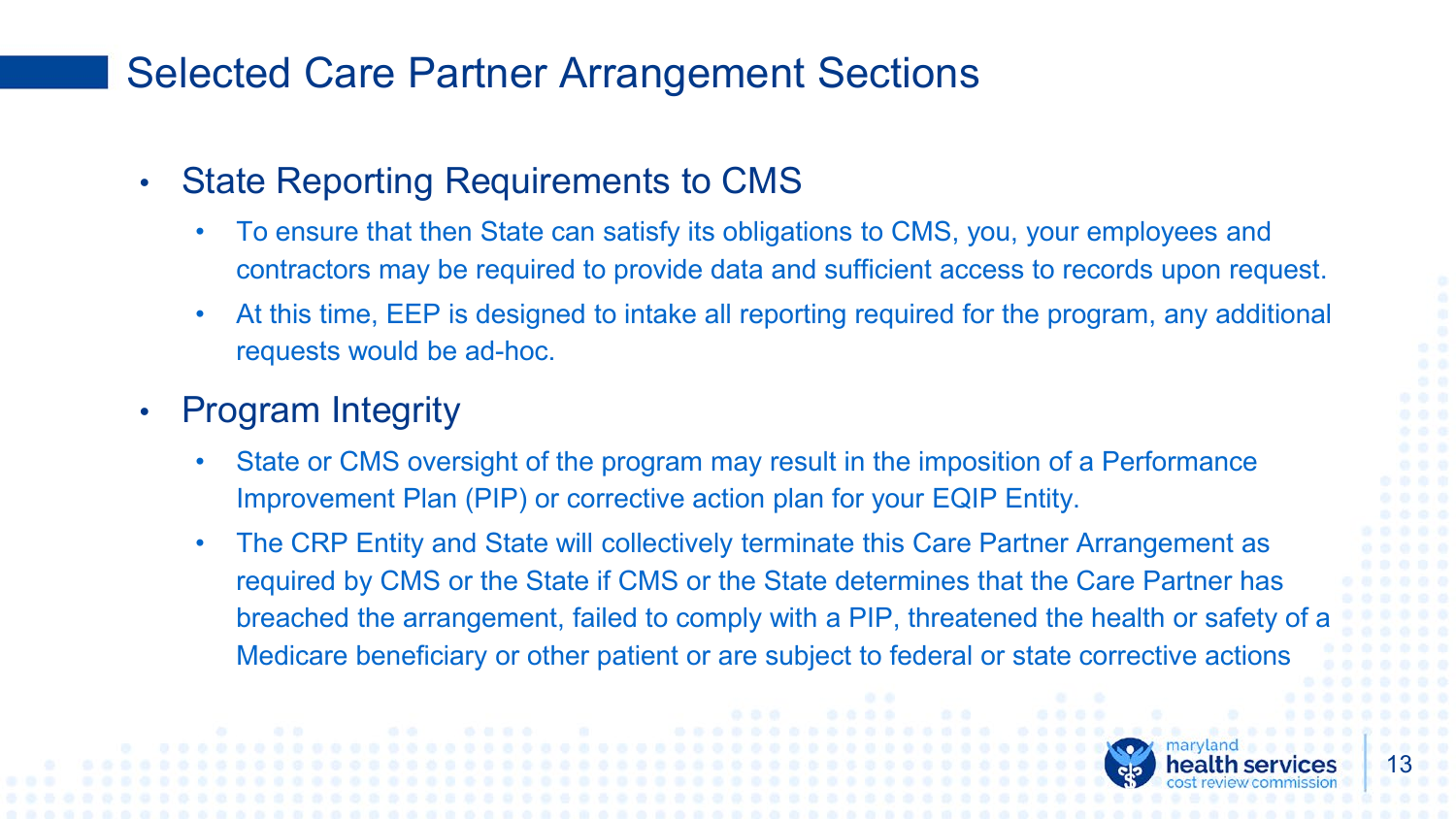# Selected Care Partner Arrangement Sections

- State Reporting Requirements to CMS
  - To ensure that then State can satisfy its obligations to CMS, you, your employees and contractors may be required to provide data and sufficient access to records upon request.
  - At this time, EEP is designed to intake all reporting required for the program, any additional requests would be ad-hoc.
- Program Integrity
  - State or CMS oversight of the program may result in the imposition of a Performance Improvement Plan (PIP) or corrective action plan for your EQIP Entity.
  - The CRP Entity and State will collectively terminate this Care Partner Arrangement as required by CMS or the State if CMS or the State determines that the Care Partner has breached the arrangement, failed to comply with a PIP, threatened the health or safety of a Medicare beneficiary or other patient or are subject to federal or state corrective actions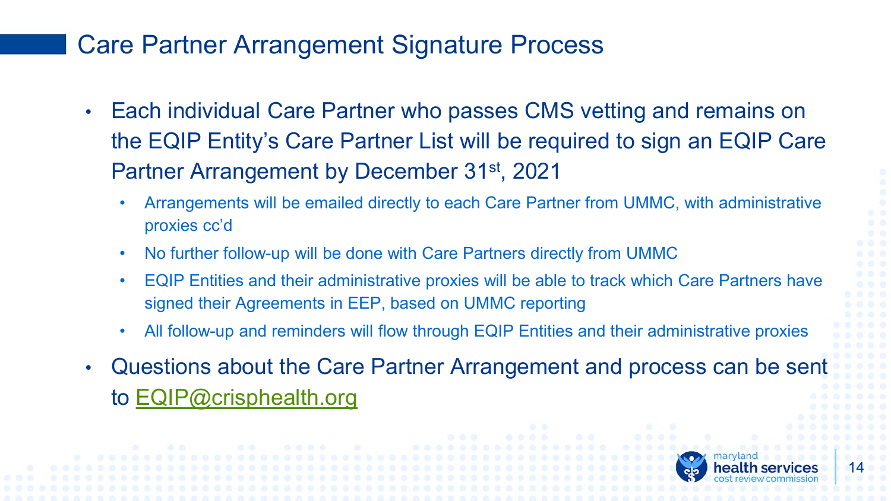# Care Partner Arrangement Signature Process

- Each individual Care Partner who passes CMS vetting and remains on the EQIP Entity's Care Partner List will be required to sign an EQIP Care Partner Arrangement by December 31st, 2021
  - Arrangements will be emailed directly to each Care Partner from UMMC, with administrative proxies cc'd
  - No further follow-up will be done with Care Partners directly from UMMC
  - EQIP Entities and their administrative proxies will be able to track which Care Partners have signed their Agreements in EEP, based on UMMC reporting
  - All follow-up and reminders will flow through EQIP Entities and their administrative proxies
- Questions about the Care Partner Arrangement and process can be sent to EQIP@crisphealth.org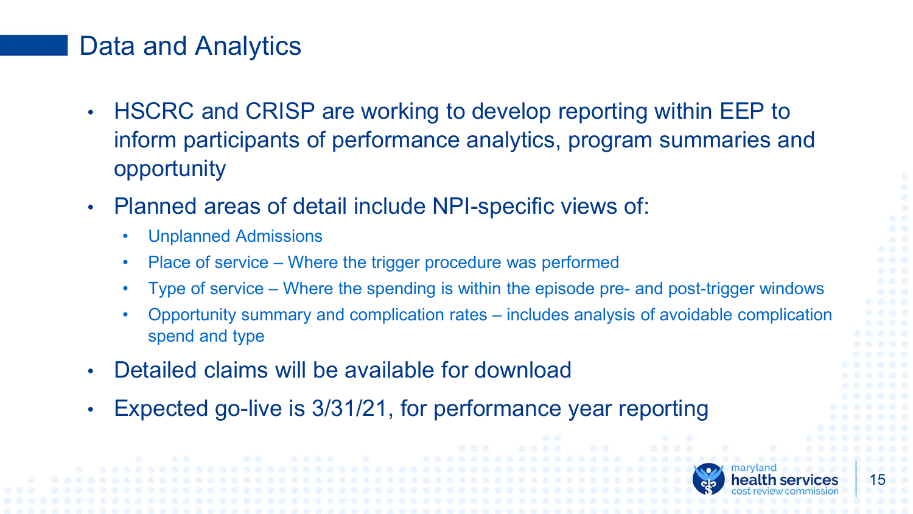# Data and Analytics

- HSCRC and CRISP are working to develop reporting within EEP to inform participants of performance analytics, program summaries and opportunity
- Planned areas of detail include NPI-specific views of:
  - Unplanned Admissions
  - Place of service – Where the trigger procedure was performed
  - Type of service – Where the spending is within the episode pre- and post-trigger windows
  - Opportunity summary and complication rates – includes analysis of avoidable complication spend and type
- Detailed claims will be available for download
- Expected go-live is 3/31/21, for performance year reporting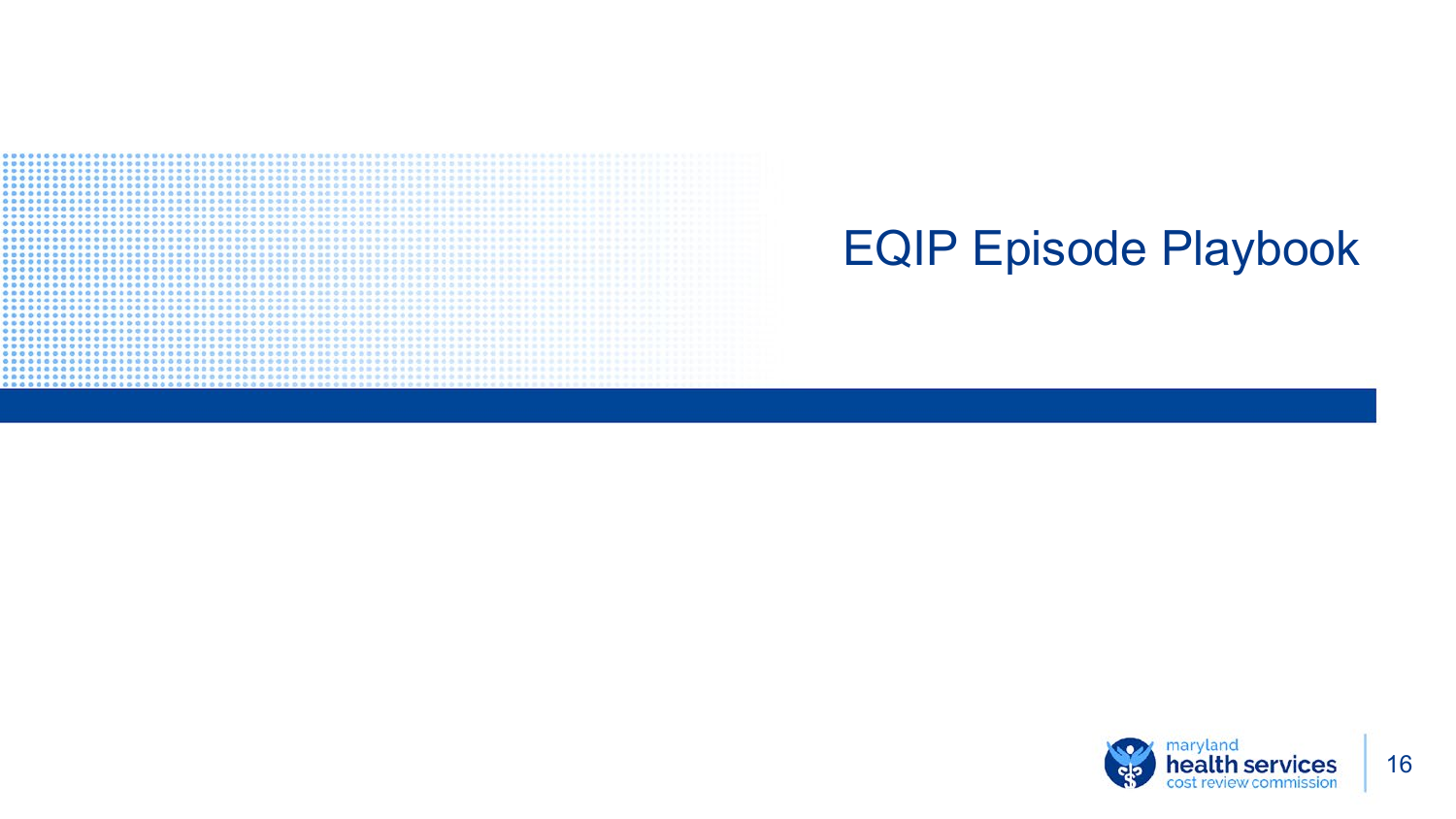# EQIP Episode Playbook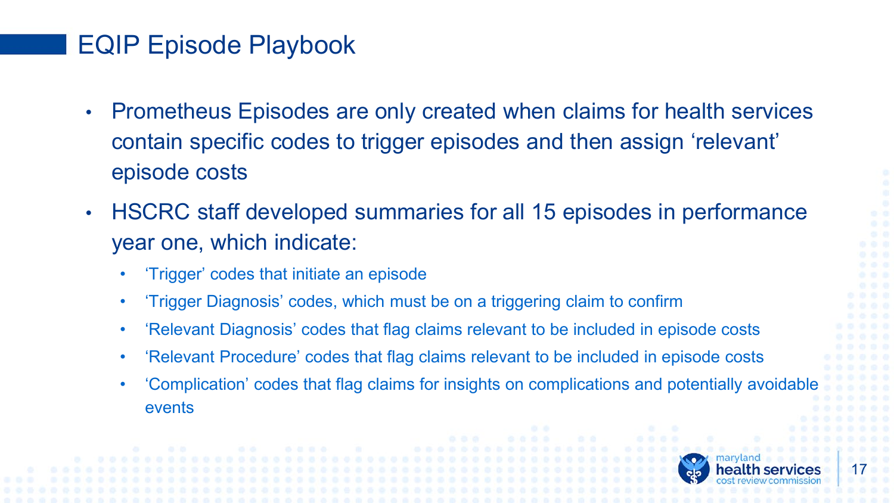# EQIP Episode Playbook

- Prometheus Episodes are only created when claims for health services contain specific codes to trigger episodes and then assign ‘relevant’ episode costs
- HSCRC staff developed summaries for all 15 episodes in performance year one, which indicate:
  - ‘Trigger’ codes that initiate an episode
  - ‘Trigger Diagnosis’ codes, which must be on a triggering claim to confirm
  - ‘Relevant Diagnosis’ codes that flag claims relevant to be included in episode costs
  - ‘Relevant Procedure’ codes that flag claims relevant to be included in episode costs
  - ‘Complication’ codes that flag claims for insights on complications and potentially avoidable events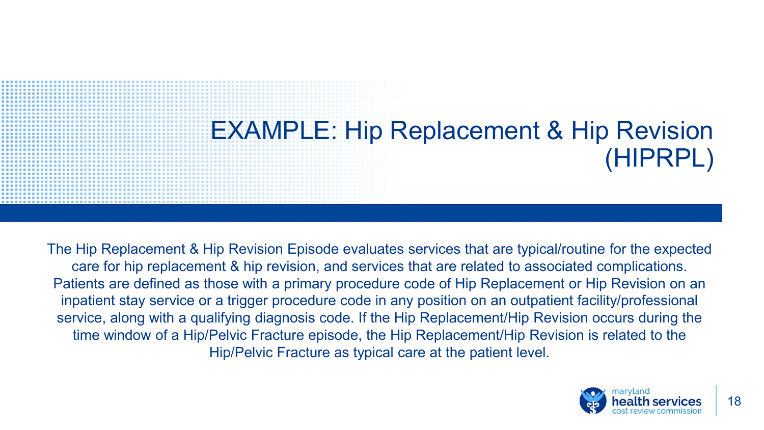# EXAMPLE: Hip Replacement & Hip Revision (HIPRPL)

The Hip Replacement & Hip Revision Episode evaluates services that are typical/routine for the expected care for hip replacement & hip revision, and services that are related to associated complications. Patients are defined as those with a primary procedure code of Hip Replacement or Hip Revision on an inpatient stay service or a trigger procedure code in any position on an outpatient facility/professional service, along with a qualifying diagnosis code. If the Hip Replacement/Hip Revision occurs during the time window of a Hip/Pelvic Fracture episode, the Hip Replacement/Hip Revision is related to the Hip/Pelvic Fracture as typical care at the patient level.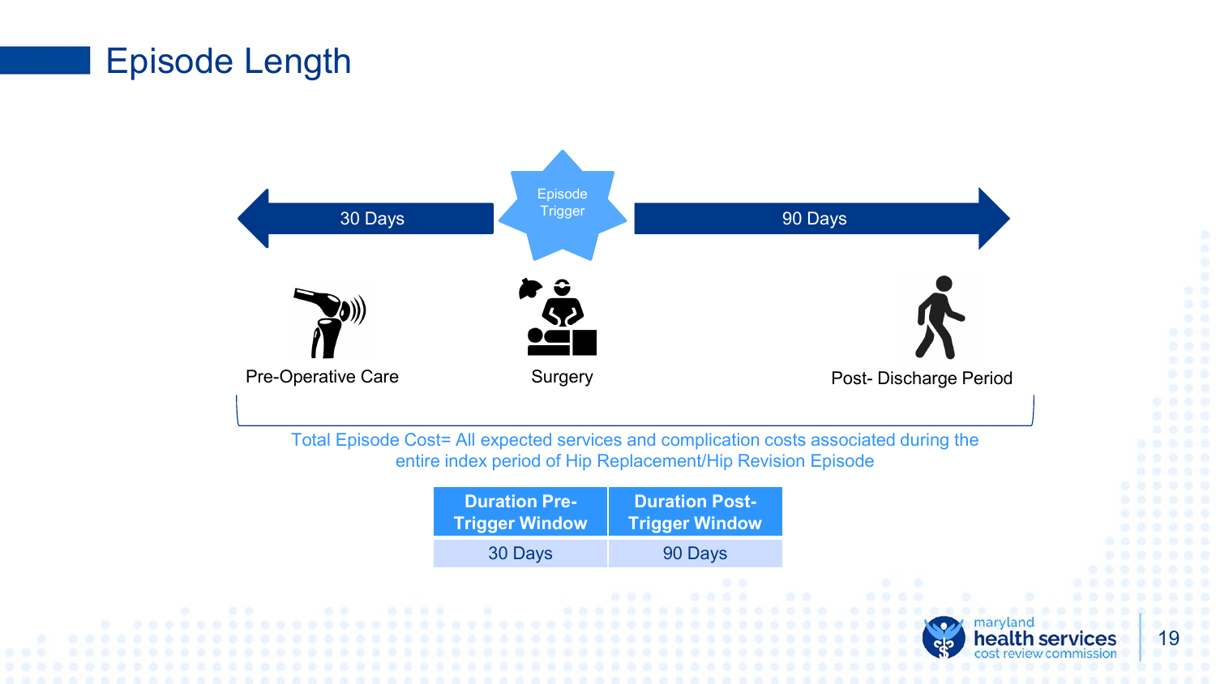# Episode Length

30 Days | Episode Trigger | 90 Days

Pre-Operative Care

Surgery

Post- Discharge Period

Total Episode Cost= All expected services and complication costs associated during the entire index period of Hip Replacement/Hip Revision Episode

| Duration Pre-Trigger Window | Duration Post-Trigger Window |
|---|---|
| 30 Days | 90 Days |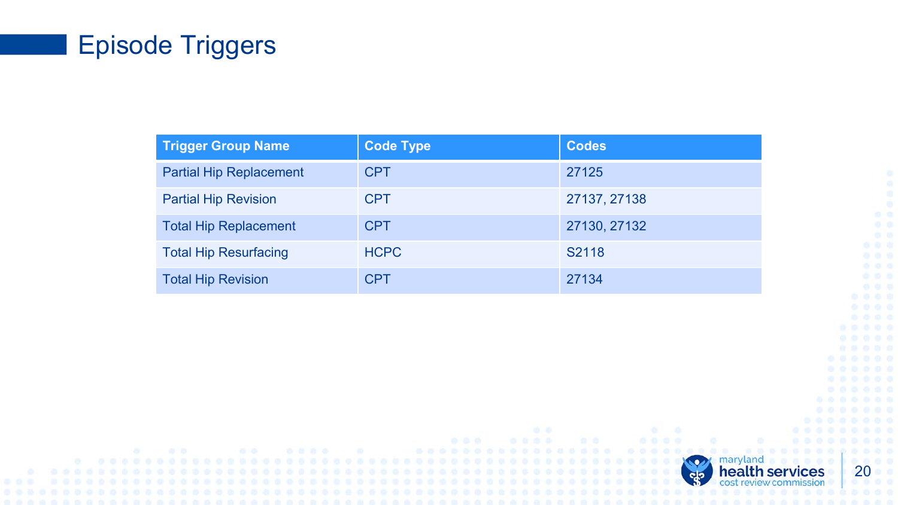# Episode Triggers

| Trigger Group Name | Code Type | Codes |
|---|---|---|
| Partial Hip Replacement | CPT | 27125 |
| Partial Hip Revision | CPT | 27137, 27138 |
| Total Hip Replacement | CPT | 27130, 27132 |
| Total Hip Resurfacing | HCPC | S2118 |
| Total Hip Revision | CPT | 27134 |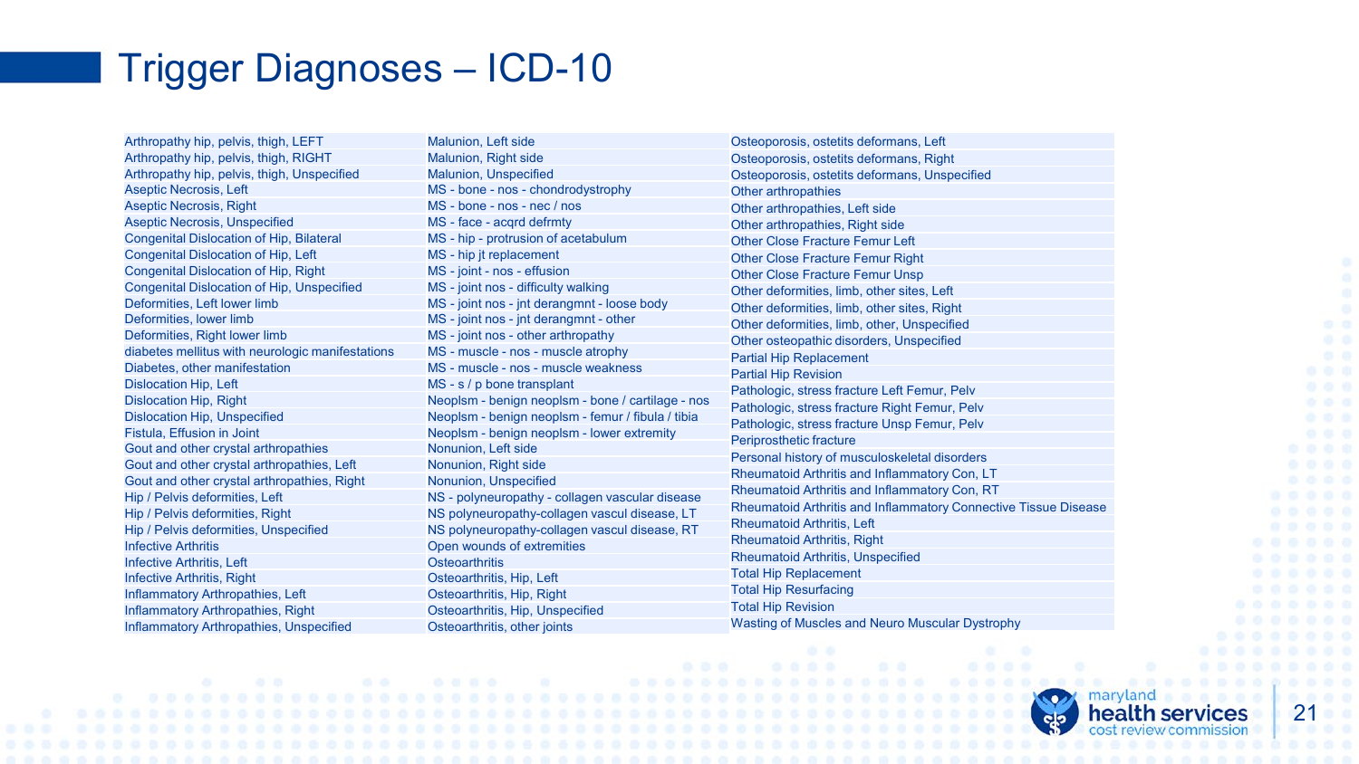# Trigger Diagnoses – ICD-10

| | | |
|---|---|---|
| Arthropathy hip, pelvis, thigh, LEFT | Malunion, Left side | Osteoporosis, ostetits deformans, Left |
| Arthropathy hip, pelvis, thigh, RIGHT | Malunion, Right side | Osteoporosis, ostetits deformans, Right |
| Arthropathy hip, pelvis, thigh, Unspecified | Malunion, Unspecified | Osteoporosis, ostetits deformans, Unspecified |
| Aseptic Necrosis, Left | MS - bone - nos - chondrodystrophy | Other arthropathies |
| Aseptic Necrosis, Right | MS - bone - nos - nec / nos | Other arthropathies, Left side |
| Aseptic Necrosis, Unspecified | MS - face - acqrd defrmty | Other arthropathies, Right side |
| Congenital Dislocation of Hip, Bilateral | MS - hip - protrusion of acetabulum | Other Close Fracture Femur Left |
| Congenital Dislocation of Hip, Left | MS - hip jt replacement | Other Close Fracture Femur Right |
| Congenital Dislocation of Hip, Right | MS - joint - nos - effusion | Other Close Fracture Femur Unsp |
| Congenital Dislocation of Hip, Unspecified | MS - joint nos - difficulty walking | Other deformities, limb, other sites, Left |
| Deformities, Left lower limb | MS - joint nos - jnt derangmnt - loose body | Other deformities, limb, other sites, Right |
| Deformities, lower limb | MS - joint nos - jnt derangmnt - other | Other deformities, limb, other, Unspecified |
| Deformities, Right lower limb | MS - joint nos - other arthropathy | Other osteopathic disorders, Unspecified |
| diabetes mellitus with neurologic manifestations | MS - muscle - nos - muscle atrophy | Partial Hip Replacement |
| Diabetes, other manifestation | MS - muscle - nos - muscle weakness | Partial Hip Revision |
| Dislocation Hip, Left | MS - s / p bone transplant | Pathologic, stress fracture Left Femur, Pelv |
| Dislocation Hip, Right | Neoplsm - benign neoplsm - bone / cartilage - nos | Pathologic, stress fracture Right Femur, Pelv |
| Dislocation Hip, Unspecified | Neoplsm - benign neoplsm - femur / fibula / tibia | Pathologic, stress fracture Unsp Femur, Pelv |
| Fistula, Effusion in Joint | Neoplsm - benign neoplsm - lower extremity | Periprosthetic fracture |
| Gout and other crystal arthropathies | Nonunion, Left side | Personal history of musculoskeletal disorders |
| Gout and other crystal arthropathies, Left | Nonunion, Right side | Rheumatoid Arthritis and Inflammatory Con, LT |
| Gout and other crystal arthropathies, Right | Nonunion, Unspecified | Rheumatoid Arthritis and Inflammatory Con, RT |
| Hip / Pelvis deformities, Left | NS - polyneuropathy - collagen vascular disease | Rheumatoid Arthritis and Inflammatory Connective Tissue Disease |
| Hip / Pelvis deformities, Right | NS polyneuropathy-collagen vascul disease, LT | Rheumatoid Arthritis, Left |
| Hip / Pelvis deformities, Unspecified | NS polyneuropathy-collagen vascul disease, RT | Rheumatoid Arthritis, Right |
| Infective Arthritis | Open wounds of extremities | Rheumatoid Arthritis, Unspecified |
| Infective Arthritis, Left | Osteoarthritis | Total Hip Replacement |
| Infective Arthritis, Right | Osteoarthritis, Hip, Left | Total Hip Resurfacing |
| Inflammatory Arthropathies, Left | Osteoarthritis, Hip, Right | Total Hip Revision |
| Inflammatory Arthropathies, Right | Osteoarthritis, Hip, Unspecified | Wasting of Muscles and Neuro Muscular Dystrophy |
| Inflammatory Arthropathies, Unspecified | Osteoarthritis, other joints | |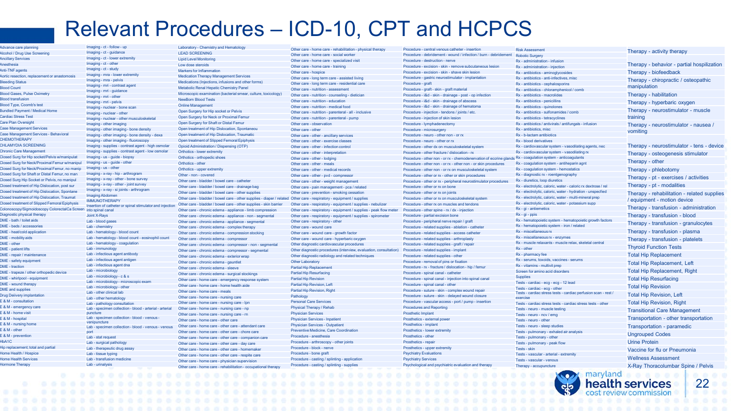# Relevant Procedures – ICD-10, CPT and HCPCS

- Advance care planning
- Alcohol / Drug Use Screening
- Ancillary Services
- Anesthesia
- Anti-TNF agents
- Aortic resection, replacement or anastomosis
- Bleeding Status
- Blood Count
- Blood Gases, Pulse Oximetry
- Blood transfusion
- Blood Type, Coomb's test
- Bundled Payment / Medical Home
- Cardiac Stress Test
- Care Plan Overshight
- Case Management Services
- Case Management Services - Behavioral
- CHEMOTHERAPY
- CHLAMYDIA SCREENING
- Chronic Care Management
- Closed Surg for Hip socket/Pelvis w/manipulat
- Closed Surg for Neck/Proximal Femur w/manipul
- Closed Surg for Neck/Proximal Femur, no manip
- Closed Surg for Shaft or Distal Femur, no man
- Closed Surg Hip Socket or Pelvis, no manipul
- Closed treatment of Hip Dislocation, post sur
- Closed treatment of Hip Dislocation, Spontane
- Closed treatment of Hip Dislocation, Traumat
- Closed treatment of Slipped Femoral Epiphysis
- Colonoscopy/Sigmoidoscopy ColorectalCa Screen
- Diagnostic physical therapy
- DME - bath / toilet aids
- DME - beds / accessories
- DME - heat/cold application
- DME - mobility aids
- DME - other
- DME - patient lifts
- DME - repair / maintenance
- DME - safety equipment
- DME - traction
- DME - trapeze / other orthopedic device
- DME - whirlpool - equipment
- DME - wound therapy
- DME and supplies
- Drug Delivery implantation
- E & M - consultation
- E & M - emergency care
- E & M - home visit
- E & M - hospital
- E & M - nursing home
- E & M - other
- E & M - prevention
- HbA1C
- Hip replacement; total and partial
- Home Health / Hospice
- Home Health Services
- Hormone Therapy
- Imaging - ct - follow - up
- Imaging - ct - guidance
- Imaging - ct - lower extremity
- Imaging - ct - other
- Imaging - ct - study
- Imaging - mra - lower extremity
- Imaging - mra - pelvis
- Imaging - mri - contrast agent
- Imaging - mri - guidance
- Imaging - mri - other
- Imaging - mri - pelvis
- Imaging - nuclear - bone scan
- Imaging - nuclear - other
- Imaging - nuclear - other musculoskeletal
- Imaging - other imaging
- Imaging - other imaging - bone density
- Imaging - other imaging - bone density - dexa
- Imaging - other imaging - fluoroscopy
- Imaging - supplies - contrast agent - high osmolar
- Imaging - supplies - contrast agent - low osmolar
- Imaging - us - guide - biopsy
- Imaging - us - guide - other
- Imaging - us - other
- Imaging - x-ray - hip - arthrogram
- Imaging - x-ray - other - bone survey
- Imaging - x-ray - other - joint survey
- Imaging - x-ray - si joints - arthrogram
- Imaging Abdomen
- IMMUNOTHERAPY
- Insertion of catheter or spinal stimulator and injection into spinal canal
- Joint X-Rays
- Lab - blood gases
- Lab - chemistry
- Lab - hematology - blood count
- Lab - hematology - blood count - eosinophil count
- Lab - hematology - coagulation
- Lab - immunology
- Lab - infectious agent antibody
- Lab - infectious agent antigen
- Lab - infectious agent dna
- Lab - microbiology
- Lab - microbiology - c & s
- Lab - microbiology - microscopic exam
- Lab - microbiology - other
- Lab - other clinical lab
- Lab - other hematology
- Lab - pathology consultation
- Lab - specimen collection - blood - arterial - arterial puncture
- Lab - specimen collection - blood - venous - venipuncture
- Lab - specimen collection - blood - venous - venous port
- Lab - stat request
- Lab - surgical pathology
- Lab - therapeutic drug assay
- Lab - tissue typing
- Lab - transfusion medicine
- Lab - urinalysis
- Laboratory - Chemistry and Hematology
- LEAD SCREENING
- Lipid Level Monitoring
- Low dose steroids
- Markers for Inflammation
- Medication Therapy Management Services
- Medications (Injections, infusions and other forms)
- Metabolic Renal Hepatic Chemistry Panel
- Microscopic examination (bacterial smear, culture, toxicology)
- NewBorn Blood Tests
- Online Management
- Open Surgery for Hip socket or Pelvis
- Open Surgery for Neck or Proximal Femur
- Open Surgery for Shaft or Distal Femur
- Open treatment of Hip Dislocation, Spontaneou
- Open treatment of Hip Dislocation, Traumatic
- Open treatment of Slipped Femoral Epiphysis
- Opioid Administration / Dispensing (OTP)
- Orthotics - lower extremity
- Orthotics - orthopedic shoes
- Orthotics - other
- Orthotics - upper extremity
- Other - non - covered
- Other care - bladder / bowel care - catheter
- Other care - bladder / bowel care - drainage bag
- Other care - bladder / bowel care - other supplies
- Other care - bladder / bowel care - other supplies - diaper / related
- Other care - bladder / bowel care - other supplies - skin barrier
- Other care - chronic edema - appliance - limb compression
- Other care - chronic edema - appliance - non - segmental
- Other care - chronic edema - appliance - segmental
- Other care - chronic edema - complex therapy
- Other care - chronic edema - compression stocking
- Other care - chronic edema - compressor
- Other care - chronic edema - compressor - non - segmental
- Other care - chronic edema - compressor - segmental
- Other care - chronic edema - exterior wrap
- Other care - chronic edema - gauntlet
- Other care - chronic edema - sleeve
- Other care - chronic edema - surgical stockings
- Other care - home care - emergency response system
- Other care - home care - home health aide
- Other care - home care - meals
- Other care - home care - nursing care
- Other care - home care - nursing care - lpn
- Other care - home care - nursing care - np
- Other care - home care - nursing care - rn
- Other care - home care - other care
- Other care - home care - other care - attendant care
- Other care - home care - other care - chore care
- Other care - home care - other care - companion care
- Other care - home care - other care - day care
- Other care - home care - other care - homemaker
- Other care - home care - other care - respite care
- Other care - home care - physician supervision
- Other care - home care - rehabilitation - occupational therapy
- Other care - home care - rehabilitation - physical therapy
- Other care - home care - social worker
- Other care - home care - specialized visit
- Other care - home care - training
- Other care - hospice
- Other care - long term care - assisted living
- Other care - long term care - residential care
- Other care - nutrition - assessment
- Other care - nutrition - counseling - dietician
- Other care - nutrition - education
- Other care - nutrition - medical food
- Other care - nutrition - parenteral - all - inclusive
- Other care - nutrition - parenteral - pump
- Other care - observation
- Other care - other
- Other care - other - ancillary services
- Other care - other - exercise classes
- Other care - other - infection control
- Other care - other - interpretation
- Other care - other - lodging
- Other care - other - meals
- Other care - other - medical records
- Other care - other - pvd - compressor
- Other care - other - weight management
- Other care - pain management - pca / related
- Other care - prevention - smoking cessation
- Other care - respiratory - equipment / supplies
- Other care - respiratory - equipment / supplies - nebulizer
- Other care - respiratory - equipment / supplies - peak flow meter
- Other care - respiratory - equipment / supplies - spirometer
- Other care - respiratory - other
- Other care - wound care
- Other care - wound care - growth factor
- Other care - wound care - hyperbaric oxygen
- Other diagnostic cardiovascular procedures
- Other diagnostic procedures (interview, evaluation, consultation)
- Other diagnostic radiology and related techniques
- Other Laboratory
- Partial Hip Replacement
- Partial Hip Resurfacing
- Partial Hip Revision
- Partial Hip Revision, Left
- Partial Hip Revision, Right
- Pathology
- Personal Care Services
- Physical Therapy / Rehab
- Physician Services
- Physician Services - Inpatient
- Physician Services - Outpatient
- Preventive Medicine, Care Coordination
- Procedure - anesthesia
- Procedure - arthroscopy - other joints
- Procedure - block - nerve
- Procedure - bone graft
- Procedure - casting / splinting - application
- Procedure - casting / splinting - supplies
- Procedure - central venous catheter - insertion
- Procedure - debridement - wound / infection / burn - debridement
- Procedure - destruction - nerve
- Procedure - excision - skin - remove subcutaneous lesion
- Procedure - excision - skin - shave skin lesion
- Procedure - gastric neurostimulator - implantation
- Procedure - graft
- Procedure - graft - skin - graft material
- Procedure - i&d - skin - drainage - post - op infection
- Procedure - i&d - skin - drainage of abscess
- Procedure - i&d - skin - drainage of hematoma
- Procedure - injection - tendons / joints / etc.
- Procedure - injection of skin lesion
- Procedure - lymphadenectomy
- Procedure - microsurgery
- Procedure - neuro - other non - or rx
- Procedure - neuro - other or rx
- Procedure - other dx on musculoskeletal system
- Procedure - other fracture / dislocation - rx
- Procedure - other non - or rx - chemodenervation of eccrine glands
- Procedure - other non - or rx - other non - or skin procedures
- Procedure - other non - or rx on musculoskeletal system
- Procedure - other or rx - other or skin procedures
- Procedure - other or rx - peripheral neurostimulator procedures
- Procedure - other or rx on bone
- Procedure - other or rx on joints
- Procedure - other or rx on musculoskeletal system
- Procedure - other or rx on muscles and tendons
- Procedure - other spine - rx / dx - injection
- Procedure - partial excision bone
- Procedure - peripheral nerve repair / graft
- Procedure - related supplies - ablation - catheter
- Procedure - related supplies - access catheter
- Procedure - related supplies - arthroplasty
- Procedure - related supplies - graft / repair
- Procedure - related supplies - implant
- Procedure - related supplies - other
- Procedure - removal of pins or fixation
- Procedure - rx - fracture / dislocation - hip / femur
- Procedure - spinal canal - catheter
- Procedure - spinal canal - injection into spinal canal
- Procedure - spinal canal - other
- Procedure - suture - skin - complex wound repair
- Procedure - suture - skin - delayed wound closure
- Procedure - vascular access - port / pump - insertion
- Procedures and Reporting
- Prosthetic Implant
- Prosthetics - external power
- Prosthetics - implant
- Prosthetics - lower extremity
- Prosthetics - other
- Prosthetics - repair
- Prosthetics - upper extremity
- Psychiatry Evaluations
- Psychiatry Services
- Psychological and psychiatric evaluation and therapy
- Risk Assessment
- Robotic Surgery
- Rx - administration - infusion
- Rx - administration - injection
- Rx - antibiotics - aminoglycosides
- Rx - antibiotics - anti-infectives, misc
- Rx - antibiotics - cephalosporins
- Rx - antibiotics - chloramphenicol / comb
- Rx - antibiotics - macrolides
- Rx - antibiotics - penicillins
- Rx - antibiotics - quinolones
- Rx - antibiotics - sulfonamides / comb
- Rx - antibiotics - tetracyclines
- Rx - antibiotics / antivirals / antifungals - infusion
- Rx - antibiotics, misc
- Rx - b-lactam antibiotics
- Rx - blood derivatives
- Rx - cardiovascular system - vasodilating agents, nec
- Rx - cardiovascular system - vasodilating rx
- Rx - coagulation system - anticoagulants
- Rx - coagulation system - antiheparin agnt
- Rx - coagulation system - hemostatics
- Rx - diagnostic rx - roentgenography
- Rx - diuretics, loop diuretics
- Rx - electrolytic, caloric, water - caloric rx dextrose / rel
- Rx - electrolytic, caloric, water - hydration - unspecified
- Rx - electrolytic, caloric, water - multi-mineral prep
- Rx - electrolytic, caloric, water - potassium supp
- Rx - gi - antiemetics
- Rx - gi - ppis
- Rx - hematopoietic system - hematopoietic growth factors
- Rx - hematopoietic system - iron / related
- Rx - miscellaneous rx
- Rx - miscellaneous rx - enzymes
- Rx - muscle relaxants - muscle relax, skeletal central
- Rx - other
- Rx - pharmacy fee
- Rx - serums, toxoids, vaccines - serums
- Rx - vitamins - multivit prep
- Screen for amino acid disorders
- Supplies
- Tests - cardiac - ecg - ecg - 12 lead
- Tests - cardiac - ecg - other
- Tests - cardiac stress tests - cardiac perfusion scan - rest / exercise
- Tests - cardiac stress tests - cardiac stress tests - other
- Tests - neuro - muscle testing
- Tests - neuro - ncv / emg
- Tests - neuro - other
- Tests - neuro - sleep studies
- Tests - pulmonary - exhaled air analysis
- Tests - pulmonary - other
- Tests - pulmonary - peak flow
- Tests - skin
- Tests - vascular - arterial - extremity
- Tests - vascular - venous
- Therapy - accupuncture
- Therapy - activity therapy
- Therapy - behavior - partial hospilization
- Therapy - biofeedback
- Therapy - chiropractic / osteopathic manipulation
- Therapy - habilitation
- Therapy - hyperbaric oxygen
- Therapy - neurostimulator - muscle training
- Therapy - neurostimulator - nausea / vomiting
- Therapy - neurostimulator - tens - device
- Therapy - osteogenesis stimulator
- Therapy - other
- Therapy - phlebotomy
- Therapy - pt - exercises / activities
- Therapy - pt - modalities
- Therapy - rehabilitation - related supplies / equipment - motion device
- Therapy - transfusion - administration
- Therapy - transfusion - blood
- Therapy - transfusion - granulocytes
- Therapy - transfusion - plasma
- Therapy - transfusion - platelets
- Thyroid Function Tests
- Total Hip Replacement
- Total Hip Replacement, Left
- Total Hip Replacement, Right
- Total Hip Resurfacing
- Total Hip Revision
- Total Hip Revision, Left
- Total Hip Revision, Right
- Transitional Care Management
- Transportation - other transportation
- Transportation - paramedic
- Ungrouped Codes
- Urine Protein
- Vaccine for flu or Pneumonia
- Wellness Assessment
- X-Ray Thoracolumbar Spine / Pelvis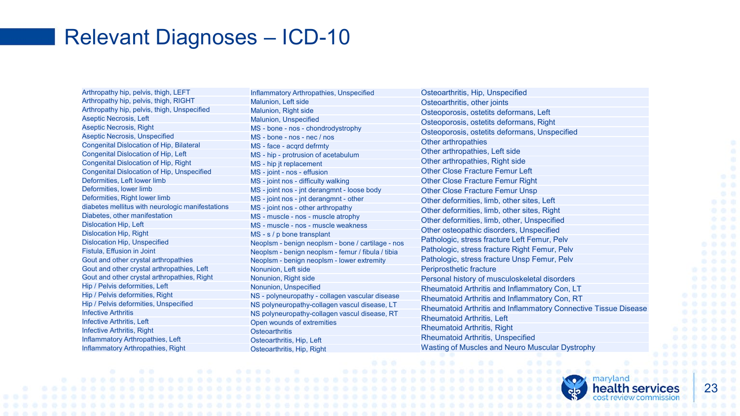# Relevant Diagnoses – ICD-10

| | | |
|---|---|---|
| Arthropathy hip, pelvis, thigh, LEFT | Inflammatory Arthropathies, Unspecified | Osteoarthritis, Hip, Unspecified |
| Arthropathy hip, pelvis, thigh, RIGHT | Malunion, Left side | Osteoarthritis, other joints |
| Arthropathy hip, pelvis, thigh, Unspecified | Malunion, Right side | Osteoporosis, ostetits deformans, Left |
| Aseptic Necrosis, Left | Malunion, Unspecified | Osteoporosis, ostetits deformans, Right |
| Aseptic Necrosis, Right | MS - bone - nos - chondrodystrophy | Osteoporosis, ostetits deformans, Unspecified |
| Aseptic Necrosis, Unspecified | MS - bone - nos - nec / nos | Other arthropathies |
| Congenital Dislocation of Hip, Bilateral | MS - face - acqrd defrmty | Other arthropathies, Left side |
| Congenital Dislocation of Hip, Left | MS - hip - protrusion of acetabulum | Other arthropathies, Right side |
| Congenital Dislocation of Hip, Right | MS - hip jt replacement | Other Close Fracture Femur Left |
| Congenital Dislocation of Hip, Unspecified | MS - joint - nos - effusion | Other Close Fracture Femur Right |
| Deformities, Left lower limb | MS - joint nos - difficulty walking | Other Close Fracture Femur Unsp |
| Deformities, lower limb | MS - joint nos - jnt derangmnt - loose body | Other deformities, limb, other sites, Left |
| Deformities, Right lower limb | MS - joint nos - jnt derangmnt - other | Other deformities, limb, other sites, Right |
| diabetes mellitus with neurologic manifestations | MS - joint nos - other arthropathy | Other deformities, limb, other, Unspecified |
| Diabetes, other manifestation | MS - muscle - nos - muscle atrophy | Other osteopathic disorders, Unspecified |
| Dislocation Hip, Left | MS - muscle - nos - muscle weakness | Pathologic, stress fracture Left Femur, Pelv |
| Dislocation Hip, Right | MS - s / p bone transplant | Pathologic, stress fracture Right Femur, Pelv |
| Dislocation Hip, Unspecified | Neoplsm - benign neoplsm - bone / cartilage - nos | Pathologic, stress fracture Unsp Femur, Pelv |
| Fistula, Effusion in Joint | Neoplsm - benign neoplsm - femur / fibula / tibia | Periprosthetic fracture |
| Gout and other crystal arthropathies | Neoplsm - benign neoplsm - lower extremity | Personal history of musculoskeletal disorders |
| Gout and other crystal arthropathies, Left | Nonunion, Left side | Rheumatoid Arthritis and Inflammatory Con, LT |
| Gout and other crystal arthropathies, Right | Nonunion, Right side | Rheumatoid Arthritis and Inflammatory Con, RT |
| Hip / Pelvis deformities, Left | Nonunion, Unspecified | Rheumatoid Arthritis and Inflammatory Connective Tissue Disease |
| Hip / Pelvis deformities, Right | NS - polyneuropathy - collagen vascular disease | Rheumatoid Arthritis, Left |
| Hip / Pelvis deformities, Unspecified | NS polyneuropathy-collagen vascul disease, LT | Rheumatoid Arthritis, Right |
| Infective Arthritis | NS polyneuropathy-collagen vascul disease, RT | Rheumatoid Arthritis, Unspecified |
| Infective Arthritis, Left | Open wounds of extremities | Wasting of Muscles and Neuro Muscular Dystrophy |
| Infective Arthritis, Right | Osteoarthritis | |
| Inflammatory Arthropathies, Left | Osteoarthritis, Hip, Left | |
| Inflammatory Arthropathies, Right | Osteoarthritis, Hip, Right | |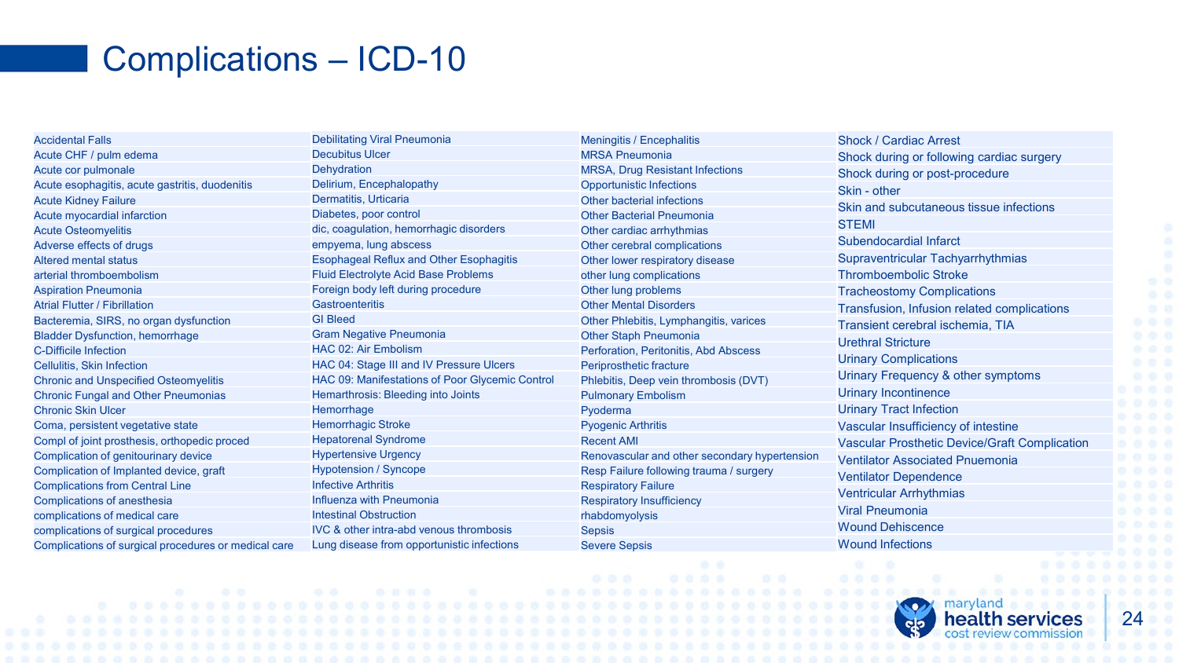# Complications – ICD-10

| | | | |
|---|---|---|---|
| Accidental Falls | Debilitating Viral Pneumonia | Meningitis / Encephalitis | Shock / Cardiac Arrest |
| Acute CHF / pulm edema | Decubitus Ulcer | MRSA Pneumonia | Shock during or following cardiac surgery |
| Acute cor pulmonale | Dehydration | MRSA, Drug Resistant Infections | Shock during or post-procedure |
| Acute esophagitis, acute gastritis, duodenitis | Delirium, Encephalopathy | Opportunistic Infections | Skin - other |
| Acute Kidney Failure | Dermatitis, Urticaria | Other bacterial infections | Skin and subcutaneous tissue infections |
| Acute myocardial infarction | Diabetes, poor control | Other Bacterial Pneumonia | STEMI |
| Acute Osteomyelitis | dic, coagulation, hemorrhagic disorders | Other cardiac arrhythmias | Subendocardial Infarct |
| Adverse effects of drugs | empyema, lung abscess | Other cerebral complications | Supraventricular Tachyarrhythmias |
| Altered mental status | Esophageal Reflux and Other Esophagitis | Other lower respiratory disease | Thromboembolic Stroke |
| arterial thromboembolism | Fluid Electrolyte Acid Base Problems | other lung complications | Tracheostomy Complications |
| Aspiration Pneumonia | Foreign body left during procedure | Other lung problems | Transfusion, Infusion related complications |
| Atrial Flutter / Fibrillation | Gastroenteritis | Other Mental Disorders | Transient cerebral ischemia, TIA |
| Bacteremia, SIRS, no organ dysfunction | GI Bleed | Other Phlebitis, Lymphangitis, varices | Urethral Stricture |
| Bladder Dysfunction, hemorrhage | Gram Negative Pneumonia | Other Staph Pneumonia | Urinary Complications |
| C-Difficile Infection | HAC 02: Air Embolism | Perforation, Peritonitis, Abd Abscess | Urinary Frequency & other symptoms |
| Cellulitis, Skin Infection | HAC 04: Stage III and IV Pressure Ulcers | Periprosthetic fracture | Urinary Incontinence |
| Chronic and Unspecified Osteomyelitis | HAC 09: Manifestations of Poor Glycemic Control | Phlebitis, Deep vein thrombosis (DVT) | Urinary Tract Infection |
| Chronic Fungal and Other Pneumonias | Hemarthrosis: Bleeding into Joints | Pulmonary Embolism | Vascular Insufficiency of intestine |
| Chronic Skin Ulcer | Hemorrhage | Pyoderma | Vascular Prosthetic Device/Graft Complication |
| Coma, persistent vegetative state | Hemorrhagic Stroke | Pyogenic Arthritis | Ventilator Associated Pnuemonia |
| Compl of joint prosthesis, orthopedic proced | Hepatorenal Syndrome | Recent AMI | Ventilator Dependence |
| Complication of genitourinary device | Hypertensive Urgency | Renovascular and other secondary hypertension | Ventricular Arrhythmias |
| Complication of Implanted device, graft | Hypotension / Syncope | Resp Failure following trauma / surgery | Viral Pneumonia |
| Complications from Central Line | Infective Arthritis | Respiratory Failure | Wound Dehiscence |
| Complications of anesthesia | Influenza with Pneumonia | Respiratory Insufficiency | Wound Infections |
| complications of medical care | Intestinal Obstruction | rhabdomyolysis | |
| complications of surgical procedures | IVC & other intra-abd venous thrombosis | Sepsis | |
| Complications of surgical procedures or medical care | Lung disease from opportunistic infections | Severe Sepsis | |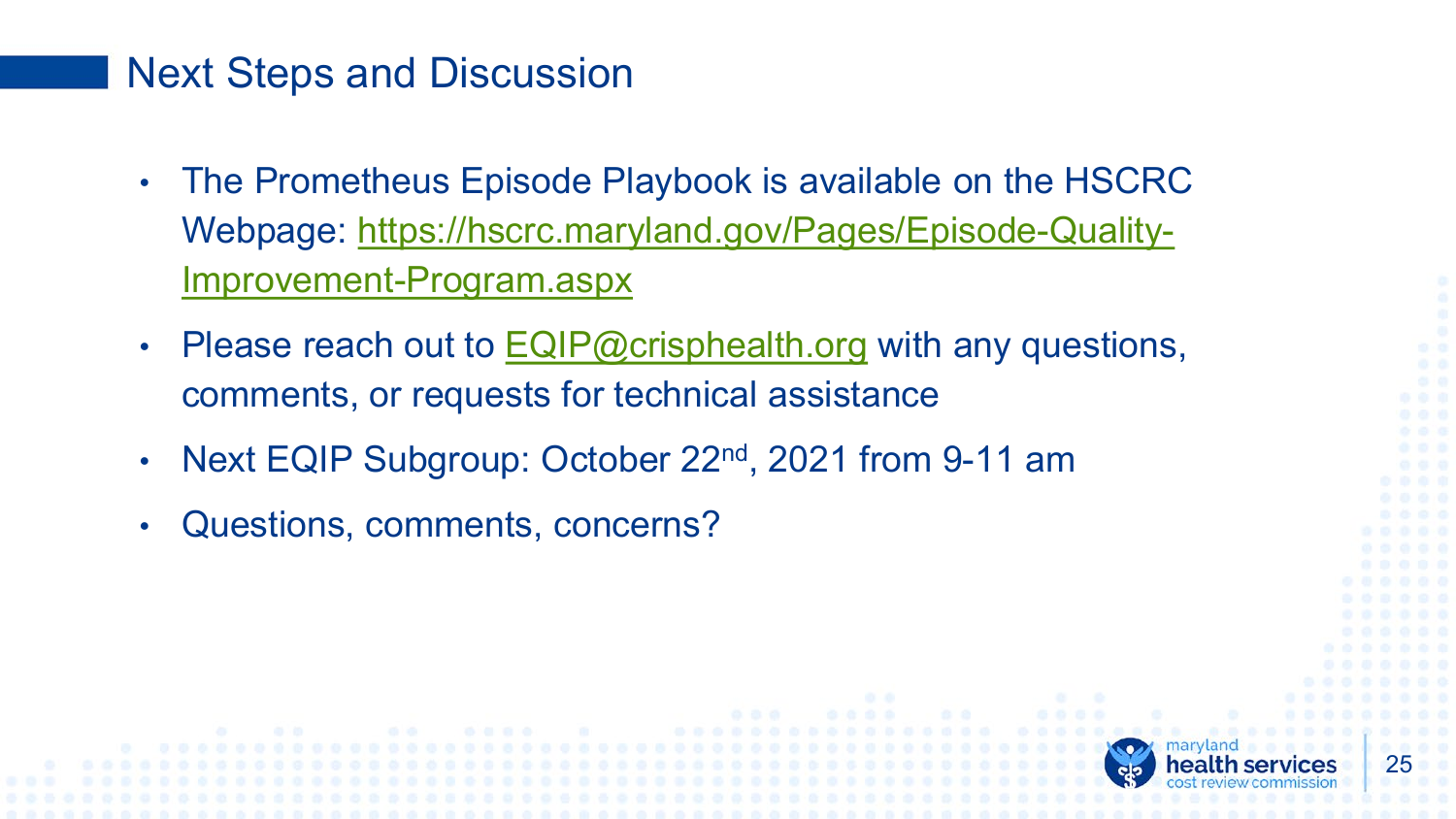# Next Steps and Discussion

- The Prometheus Episode Playbook is available on the HSCRC Webpage: https://hscrc.maryland.gov/Pages/Episode-Quality-Improvement-Program.aspx
- Please reach out to EQIP@crisphealth.org with any questions, comments, or requests for technical assistance
- Next EQIP Subgroup: October 22nd, 2021 from 9-11 am
- Questions, comments, concerns?